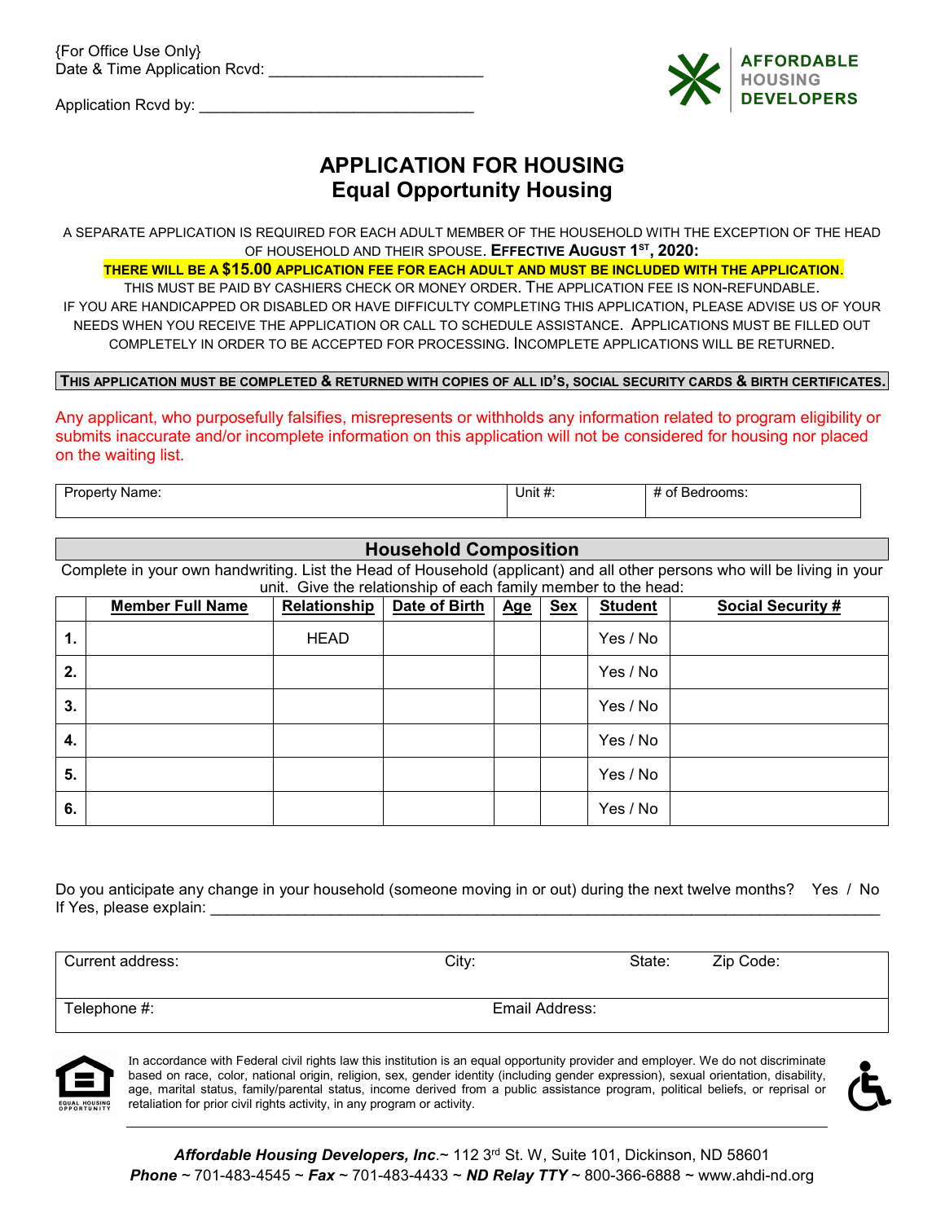{For Office Use Only}
Date & Time Application Rcvd: ________________________

Application Rcvd by: ________________________________

AFFORDABLE HOUSING DEVELOPERS

# APPLICATION FOR HOUSING
## Equal Opportunity Housing

A SEPARATE APPLICATION IS REQUIRED FOR EACH ADULT MEMBER OF THE HOUSEHOLD WITH THE EXCEPTION OF THE HEAD OF HOUSEHOLD AND THEIR SPOUSE. **EFFECTIVE AUGUST 1ST, 2020:**

**THERE WILL BE A $15.00 APPLICATION FEE FOR EACH ADULT AND MUST BE INCLUDED WITH THE APPLICATION.**

THIS MUST BE PAID BY CASHIERS CHECK OR MONEY ORDER. THE APPLICATION FEE IS NON-REFUNDABLE.

IF YOU ARE HANDICAPPED OR DISABLED OR HAVE DIFFICULTY COMPLETING THIS APPLICATION, PLEASE ADVISE US OF YOUR NEEDS WHEN YOU RECEIVE THE APPLICATION OR CALL TO SCHEDULE ASSISTANCE. APPLICATIONS MUST BE FILLED OUT COMPLETELY IN ORDER TO BE ACCEPTED FOR PROCESSING. INCOMPLETE APPLICATIONS WILL BE RETURNED.

**THIS APPLICATION MUST BE COMPLETED & RETURNED WITH COPIES OF ALL ID'S, SOCIAL SECURITY CARDS & BIRTH CERTIFICATES.**

Any applicant, who purposefully falsifies, misrepresents or withholds any information related to program eligibility or submits inaccurate and/or incomplete information on this application will not be considered for housing nor placed on the waiting list.

| Property Name: | Unit #: | # of Bedrooms: |
|---|---|---|

## Household Composition

Complete in your own handwriting. List the Head of Household (applicant) and all other persons who will be living in your unit. Give the relationship of each family member to the head:

| | Member Full Name | Relationship | Date of Birth | Age | Sex | Student | Social Security # |
|---|---|---|---|---|---|---|---|
| 1. | | HEAD | | | | Yes / No | |
| 2. | | | | | | Yes / No | |
| 3. | | | | | | Yes / No | |
| 4. | | | | | | Yes / No | |
| 5. | | | | | | Yes / No | |
| 6. | | | | | | Yes / No | |

Do you anticipate any change in your household (someone moving in or out) during the next twelve months? Yes / No

If Yes, please explain: ________________________________________________________________

| Current address: | City: | State: | Zip Code: |
|---|---|---|---|
| Telephone #: | Email Address: | | |

In accordance with Federal civil rights law this institution is an equal opportunity provider and employer. We do not discriminate based on race, color, national origin, religion, sex, gender identity (including gender expression), sexual orientation, disability, age, marital status, family/parental status, income derived from a public assistance program, political beliefs, or reprisal or retaliation for prior civil rights activity, in any program or activity.

***Affordable Housing Developers, Inc.***~ 112 3rd St. W, Suite 101, Dickinson, ND 58601
***Phone*** ~ 701-483-4545 ~ ***Fax*** ~ 701-483-4433 ~ ***ND Relay TTY*** ~ 800-366-6888 ~ www.ahdi-nd.org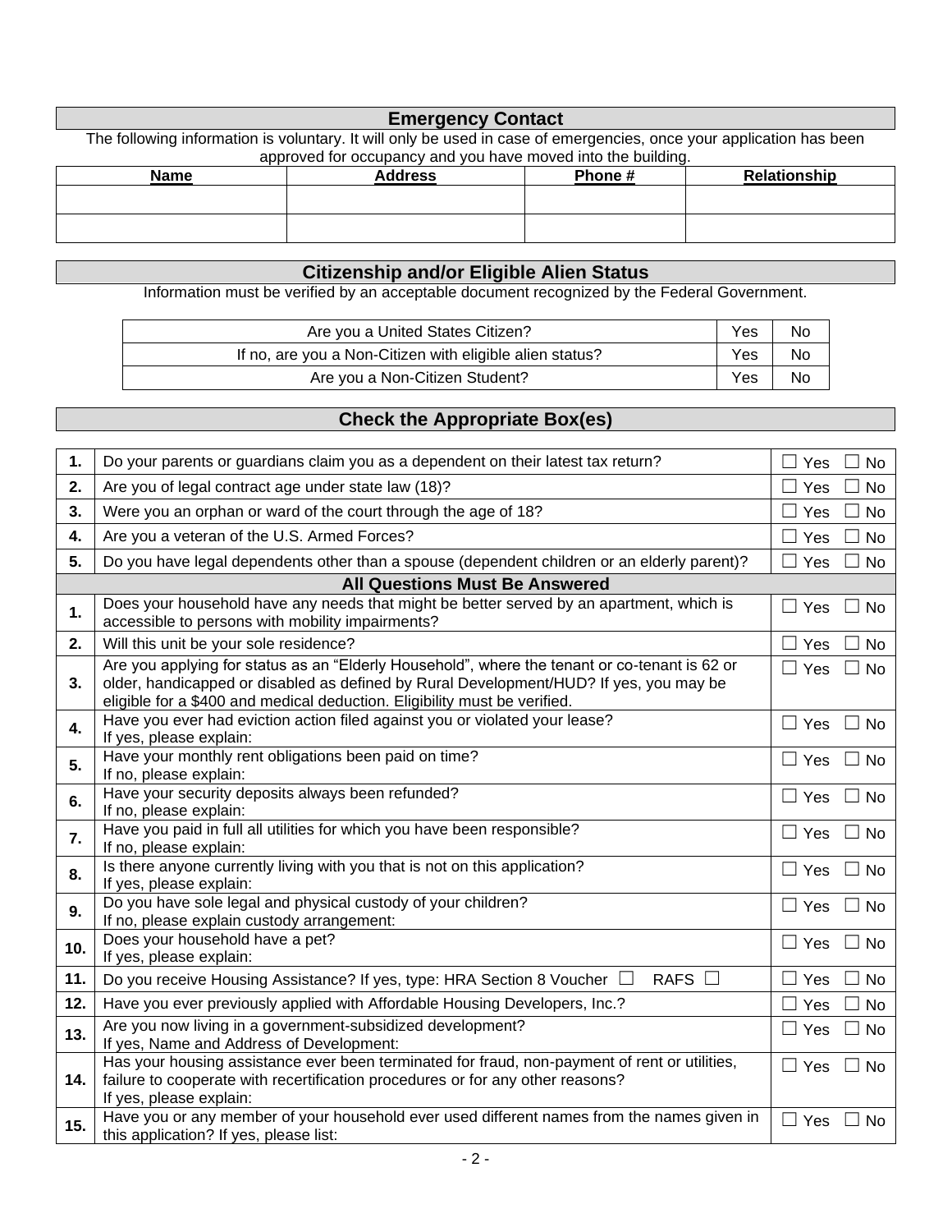## Emergency Contact

The following information is voluntary. It will only be used in case of emergencies, once your application has been approved for occupancy and you have moved into the building.

| Name | Address | Phone # | Relationship |
|---|---|---|---|
| | | | |
| | | | |

## Citizenship and/or Eligible Alien Status

Information must be verified by an acceptable document recognized by the Federal Government.

| | | |
|---|---|---|
| Are you a United States Citizen? | Yes | No |
| If no, are you a Non-Citizen with eligible alien status? | Yes | No |
| Are you a Non-Citizen Student? | Yes | No |

## Check the Appropriate Box(es)

| | | |
|---|---|---|
| **1.** | Do your parents or guardians claim you as a dependent on their latest tax return? | ☐ Yes ☐ No |
| **2.** | Are you of legal contract age under state law (18)? | ☐ Yes ☐ No |
| **3.** | Were you an orphan or ward of the court through the age of 18? | ☐ Yes ☐ No |
| **4.** | Are you a veteran of the U.S. Armed Forces? | ☐ Yes ☐ No |
| **5.** | Do you have legal dependents other than a spouse (dependent children or an elderly parent)? | ☐ Yes ☐ No |
| | **All Questions Must Be Answered** | |
| **1.** | Does your household have any needs that might be better served by an apartment, which is accessible to persons with mobility impairments? | ☐ Yes ☐ No |
| **2.** | Will this unit be your sole residence? | ☐ Yes ☐ No |
| **3.** | Are you applying for status as an "Elderly Household", where the tenant or co-tenant is 62 or older, handicapped or disabled as defined by Rural Development/HUD? If yes, you may be eligible for a $400 and medical deduction. Eligibility must be verified. | ☐ Yes ☐ No |
| **4.** | Have you ever had eviction action filed against you or violated your lease? If yes, please explain: | ☐ Yes ☐ No |
| **5.** | Have your monthly rent obligations been paid on time? If no, please explain: | ☐ Yes ☐ No |
| **6.** | Have your security deposits always been refunded? If no, please explain: | ☐ Yes ☐ No |
| **7.** | Have you paid in full all utilities for which you have been responsible? If no, please explain: | ☐ Yes ☐ No |
| **8.** | Is there anyone currently living with you that is not on this application? If yes, please explain: | ☐ Yes ☐ No |
| **9.** | Do you have sole legal and physical custody of your children? If no, please explain custody arrangement: | ☐ Yes ☐ No |
| **10.** | Does your household have a pet? If yes, please explain: | ☐ Yes ☐ No |
| **11.** | Do you receive Housing Assistance? If yes, type: HRA Section 8 Voucher ☐ RAFS ☐ | ☐ Yes ☐ No |
| **12.** | Have you ever previously applied with Affordable Housing Developers, Inc.? | ☐ Yes ☐ No |
| **13.** | Are you now living in a government-subsidized development? If yes, Name and Address of Development: | ☐ Yes ☐ No |
| **14.** | Has your housing assistance ever been terminated for fraud, non-payment of rent or utilities, failure to cooperate with recertification procedures or for any other reasons? If yes, please explain: | ☐ Yes ☐ No |
| **15.** | Have you or any member of your household ever used different names from the names given in this application? If yes, please list: | ☐ Yes ☐ No |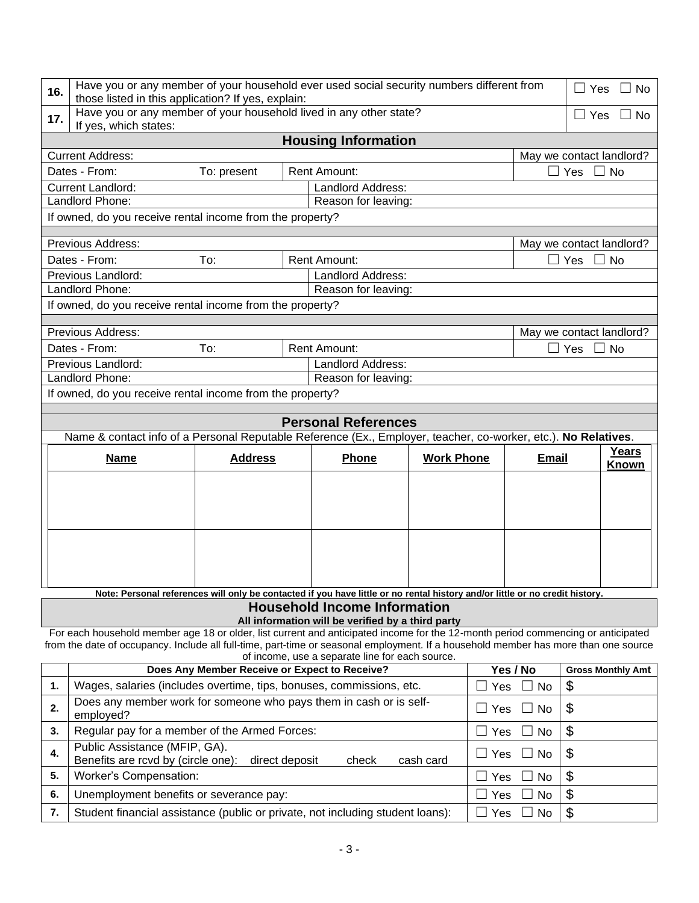| | | |
|---|---|---|
| **16.** | Have you or any member of your household ever used social security numbers different from those listed in this application? If yes, explain: | ☐ Yes ☐ No |
| **17.** | Have you or any member of your household lived in any other state? If yes, which states: | ☐ Yes ☐ No |

## Housing Information

| | | | | |
|---|---|---|---|---|
| Current Address: | | | | May we contact landlord? |
| Dates - From: | To: present | Rent Amount: | | ☐ Yes ☐ No |
| Current Landlord: | | Landlord Address: | | |
| Landlord Phone: | | Reason for leaving: | | |
| If owned, do you receive rental income from the property? | | | | |

| | | | | |
|---|---|---|---|---|
| Previous Address: | | | | May we contact landlord? |
| Dates - From: | To: | Rent Amount: | | ☐ Yes ☐ No |
| Previous Landlord: | | Landlord Address: | | |
| Landlord Phone: | | Reason for leaving: | | |
| If owned, do you receive rental income from the property? | | | | |

| | | | | |
|---|---|---|---|---|
| Previous Address: | | | | May we contact landlord? |
| Dates - From: | To: | Rent Amount: | | ☐ Yes ☐ No |
| Previous Landlord: | | Landlord Address: | | |
| Landlord Phone: | | Reason for leaving: | | |
| If owned, do you receive rental income from the property? | | | | |

## Personal References

Name & contact info of a Personal Reputable Reference (Ex., Employer, teacher, co-worker, etc.). **No Relatives**.

| **Name** | **Address** | **Phone** | **Work Phone** | **Email** | **Years Known** |
|---|---|---|---|---|---|
| | | | | | |
| | | | | | |

**Note: Personal references will only be contacted if you have little or no rental history and/or little or no credit history.**

## Household Income Information

**All information will be verified by a third party**

For each household member age 18 or older, list current and anticipated income for the 12-month period commencing or anticipated from the date of occupancy. Include all full-time, part-time or seasonal employment. If a household member has more than one source of income, use a separate line for each source.

| | **Does Any Member Receive or Expect to Receive?** | **Yes / No** | **Gross Monthly Amt** |
|---|---|---|---|
| **1.** | Wages, salaries (includes overtime, tips, bonuses, commissions, etc. | ☐ Yes ☐ No | $ |
| **2.** | Does any member work for someone who pays them in cash or is self-employed? | ☐ Yes ☐ No | $ |
| **3.** | Regular pay for a member of the Armed Forces: | ☐ Yes ☐ No | $ |
| **4.** | Public Assistance (MFIP, GA). Benefits are rcvd by (circle one): direct deposit check cash card | ☐ Yes ☐ No | $ |
| **5.** | Worker's Compensation: | ☐ Yes ☐ No | $ |
| **6.** | Unemployment benefits or severance pay: | ☐ Yes ☐ No | $ |
| **7.** | Student financial assistance (public or private, not including student loans): | ☐ Yes ☐ No | $ |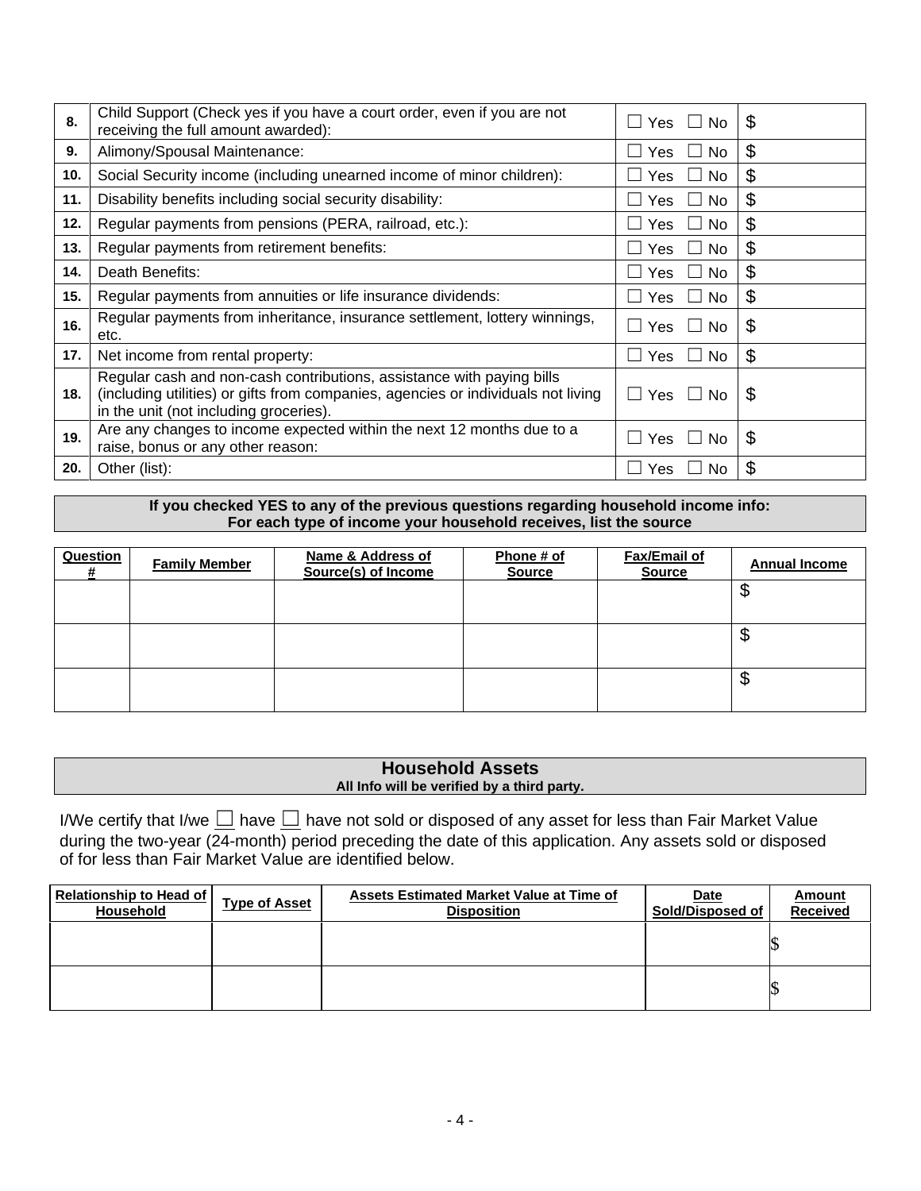| | | | |
|---|---|---|---|
| 8. | Child Support (Check yes if you have a court order, even if you are not receiving the full amount awarded): | ☐ Yes ☐ No | $ |
| 9. | Alimony/Spousal Maintenance: | ☐ Yes ☐ No | $ |
| 10. | Social Security income (including unearned income of minor children): | ☐ Yes ☐ No | $ |
| 11. | Disability benefits including social security disability: | ☐ Yes ☐ No | $ |
| 12. | Regular payments from pensions (PERA, railroad, etc.): | ☐ Yes ☐ No | $ |
| 13. | Regular payments from retirement benefits: | ☐ Yes ☐ No | $ |
| 14. | Death Benefits: | ☐ Yes ☐ No | $ |
| 15. | Regular payments from annuities or life insurance dividends: | ☐ Yes ☐ No | $ |
| 16. | Regular payments from inheritance, insurance settlement, lottery winnings, etc. | ☐ Yes ☐ No | $ |
| 17. | Net income from rental property: | ☐ Yes ☐ No | $ |
| 18. | Regular cash and non-cash contributions, assistance with paying bills (including utilities) or gifts from companies, agencies or individuals not living in the unit (not including groceries). | ☐ Yes ☐ No | $ |
| 19. | Are any changes to income expected within the next 12 months due to a raise, bonus or any other reason: | ☐ Yes ☐ No | $ |
| 20. | Other (list): | ☐ Yes ☐ No | $ |

**If you checked YES to any of the previous questions regarding household income info:**
**For each type of income your household receives, list the source**

| Question # | Family Member | Name & Address of Source(s) of Income | Phone # of Source | Fax/Email of Source | Annual Income |
|---|---|---|---|---|---|
| | | | | | $ |
| | | | | | $ |
| | | | | | $ |

## Household Assets

**All Info will be verified by a third party.**

I/We certify that I/we ☐ have ☐ have not sold or disposed of any asset for less than Fair Market Value during the two-year (24-month) period preceding the date of this application. Any assets sold or disposed of for less than Fair Market Value are identified below.

| Relationship to Head of Household | Type of Asset | Assets Estimated Market Value at Time of Disposition | Date Sold/Disposed of | Amount Received |
|---|---|---|---|---|
| | | | | $ |
| | | | | $ |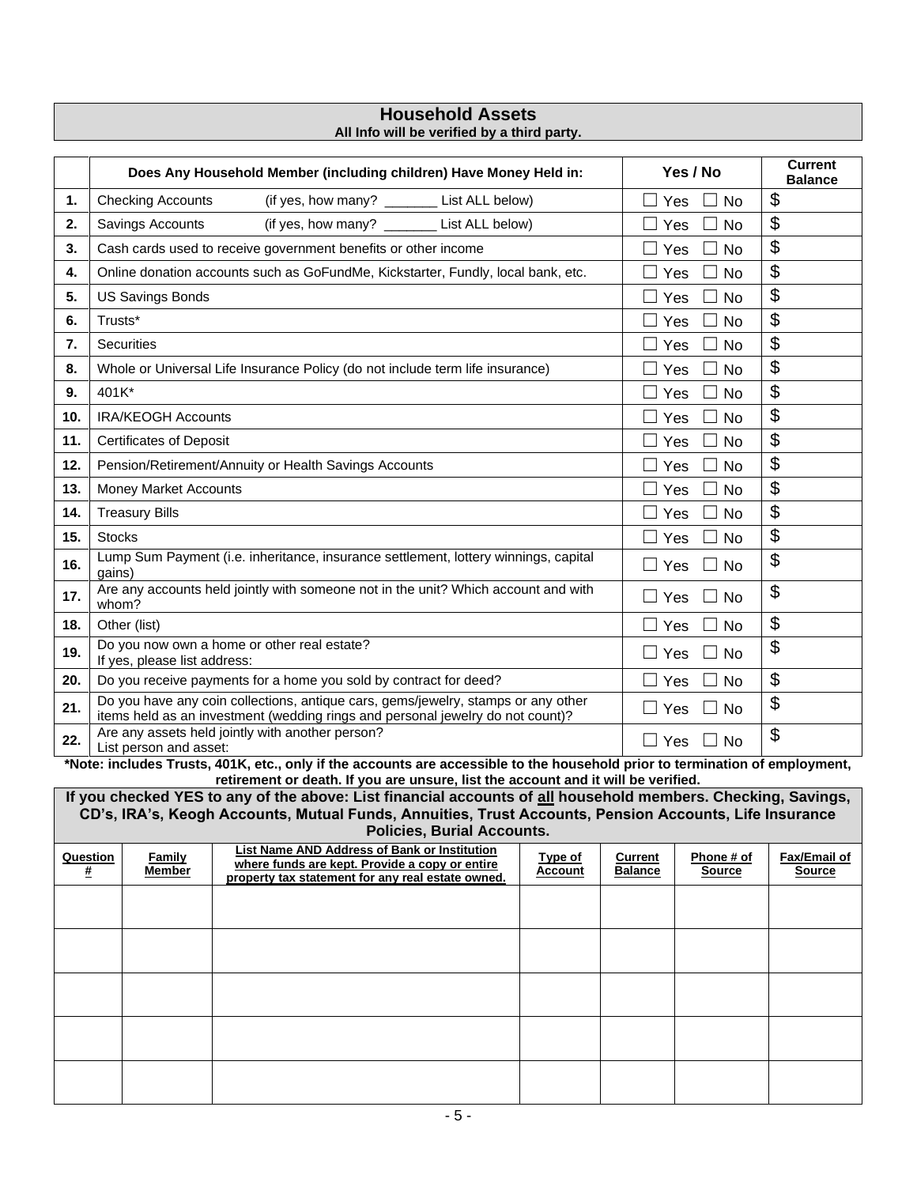## Household Assets

**All Info will be verified by a third party.**

| | Does Any Household Member (including children) Have Money Held in: | Yes / No | Current Balance |
|---|---|---|---|
| **1.** | Checking Accounts (if yes, how many? _______ List ALL below) | ☐ Yes ☐ No | $ |
| **2.** | Savings Accounts (if yes, how many? _______ List ALL below) | ☐ Yes ☐ No | $ |
| **3.** | Cash cards used to receive government benefits or other income | ☐ Yes ☐ No | $ |
| **4.** | Online donation accounts such as GoFundMe, Kickstarter, Fundly, local bank, etc. | ☐ Yes ☐ No | $ |
| **5.** | US Savings Bonds | ☐ Yes ☐ No | $ |
| **6.** | Trusts* | ☐ Yes ☐ No | $ |
| **7.** | Securities | ☐ Yes ☐ No | $ |
| **8.** | Whole or Universal Life Insurance Policy (do not include term life insurance) | ☐ Yes ☐ No | $ |
| **9.** | 401K* | ☐ Yes ☐ No | $ |
| **10.** | IRA/KEOGH Accounts | ☐ Yes ☐ No | $ |
| **11.** | Certificates of Deposit | ☐ Yes ☐ No | $ |
| **12.** | Pension/Retirement/Annuity or Health Savings Accounts | ☐ Yes ☐ No | $ |
| **13.** | Money Market Accounts | ☐ Yes ☐ No | $ |
| **14.** | Treasury Bills | ☐ Yes ☐ No | $ |
| **15.** | Stocks | ☐ Yes ☐ No | $ |
| **16.** | Lump Sum Payment (i.e. inheritance, insurance settlement, lottery winnings, capital gains) | ☐ Yes ☐ No | $ |
| **17.** | Are any accounts held jointly with someone not in the unit? Which account and with whom? | ☐ Yes ☐ No | $ |
| **18.** | Other (list) | ☐ Yes ☐ No | $ |
| **19.** | Do you now own a home or other real estate? If yes, please list address: | ☐ Yes ☐ No | $ |
| **20.** | Do you receive payments for a home you sold by contract for deed? | ☐ Yes ☐ No | $ |
| **21.** | Do you have any coin collections, antique cars, gems/jewelry, stamps or any other items held as an investment (wedding rings and personal jewelry do not count)? | ☐ Yes ☐ No | $ |
| **22.** | Are any assets held jointly with another person? List person and asset: | ☐ Yes ☐ No | $ |

**\*Note: includes Trusts, 401K, etc., only if the accounts are accessible to the household prior to termination of employment, retirement or death. If you are unsure, list the account and it will be verified.**

**If you checked YES to any of the above: List financial accounts of all household members. Checking, Savings, CD's, IRA's, Keogh Accounts, Mutual Funds, Annuities, Trust Accounts, Pension Accounts, Life Insurance Policies, Burial Accounts.**

| Question # | Family Member | List Name AND Address of Bank or Institution where funds are kept. Provide a copy or entire property tax statement for any real estate owned. | Type of Account | Current Balance | Phone # of Source | Fax/Email of Source |
|---|---|---|---|---|---|---|
| | | | | | | |
| | | | | | | |
| | | | | | | |
| | | | | | | |
| | | | | | | |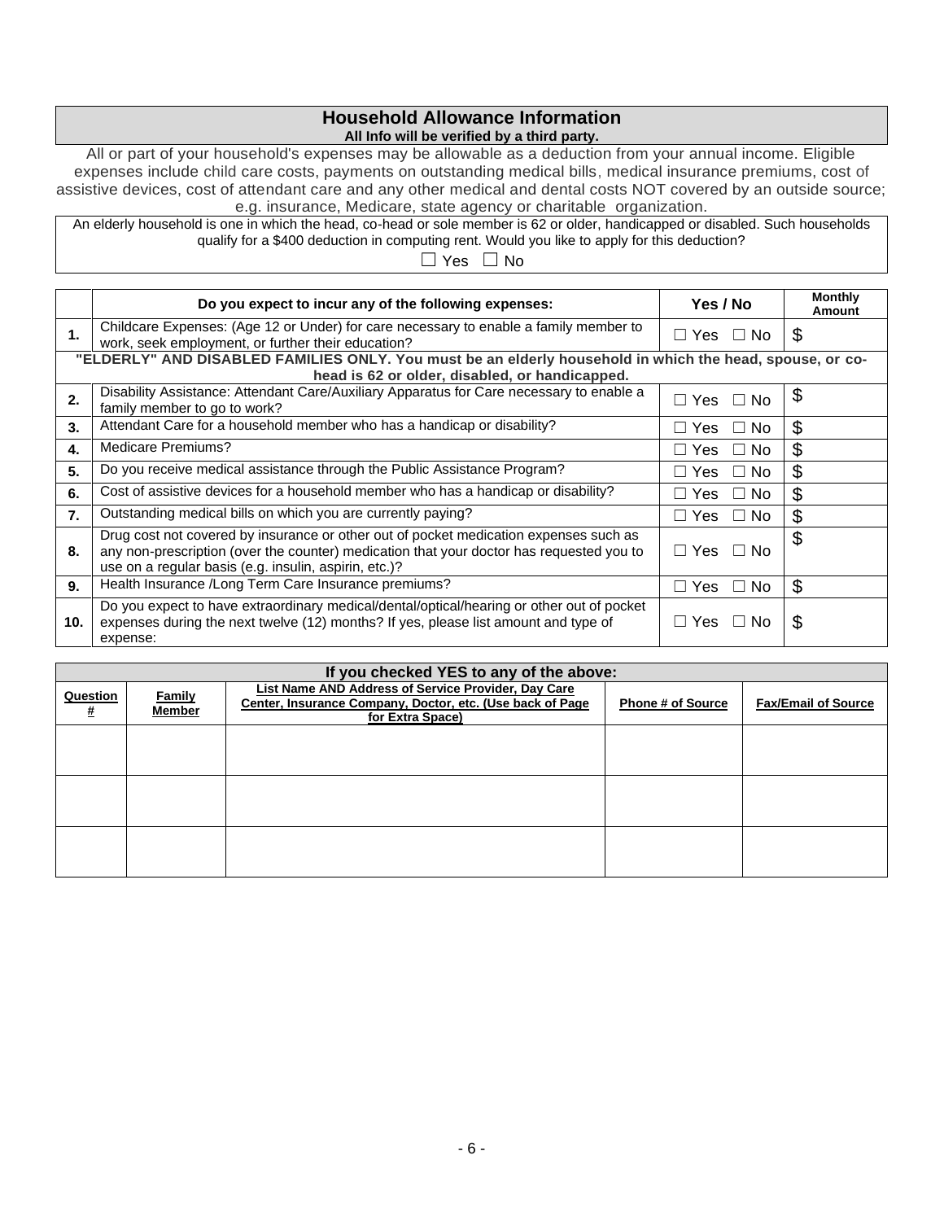## Household Allowance Information

**All Info will be verified by a third party.**

All or part of your household's expenses may be allowable as a deduction from your annual income. Eligible expenses include child care costs, payments on outstanding medical bills, medical insurance premiums, cost of assistive devices, cost of attendant care and any other medical and dental costs NOT covered by an outside source; e.g. insurance, Medicare, state agency or charitable organization.

An elderly household is one in which the head, co-head or sole member is 62 or older, handicapped or disabled. Such households qualify for a $400 deduction in computing rent. Would you like to apply for this deduction?

☐ Yes ☐ No

| | Do you expect to incur any of the following expenses: | Yes / No | Monthly Amount |
|---|---|---|---|
| **1.** | Childcare Expenses: (Age 12 or Under) for care necessary to enable a family member to work, seek employment, or further their education? | ☐ Yes ☐ No | $ |
| **"ELDERLY" AND DISABLED FAMILIES ONLY. You must be an elderly household in which the head, spouse, or co-head is 62 or older, disabled, or handicapped.** | | | |
| **2.** | Disability Assistance: Attendant Care/Auxiliary Apparatus for Care necessary to enable a family member to go to work? | ☐ Yes ☐ No | $ |
| **3.** | Attendant Care for a household member who has a handicap or disability? | ☐ Yes ☐ No | $ |
| **4.** | Medicare Premiums? | ☐ Yes ☐ No | $ |
| **5.** | Do you receive medical assistance through the Public Assistance Program? | ☐ Yes ☐ No | $ |
| **6.** | Cost of assistive devices for a household member who has a handicap or disability? | ☐ Yes ☐ No | $ |
| **7.** | Outstanding medical bills on which you are currently paying? | ☐ Yes ☐ No | $ |
| **8.** | Drug cost not covered by insurance or other out of pocket medication expenses such as any non-prescription (over the counter) medication that your doctor has requested you to use on a regular basis (e.g. insulin, aspirin, etc.)? | ☐ Yes ☐ No | $ |
| **9.** | Health Insurance /Long Term Care Insurance premiums? | ☐ Yes ☐ No | $ |
| **10.** | Do you expect to have extraordinary medical/dental/optical/hearing or other out of pocket expenses during the next twelve (12) months? If yes, please list amount and type of expense: | ☐ Yes ☐ No | $ |

| **If you checked YES to any of the above:** | | | | |
|---|---|---|---|---|
| **Question #** | **Family Member** | **List Name AND Address of Service Provider, Day Care Center, Insurance Company, Doctor, etc. (Use back of Page for Extra Space)** | **Phone # of Source** | **Fax/Email of Source** |
| | | | | |
| | | | | |
| | | | | |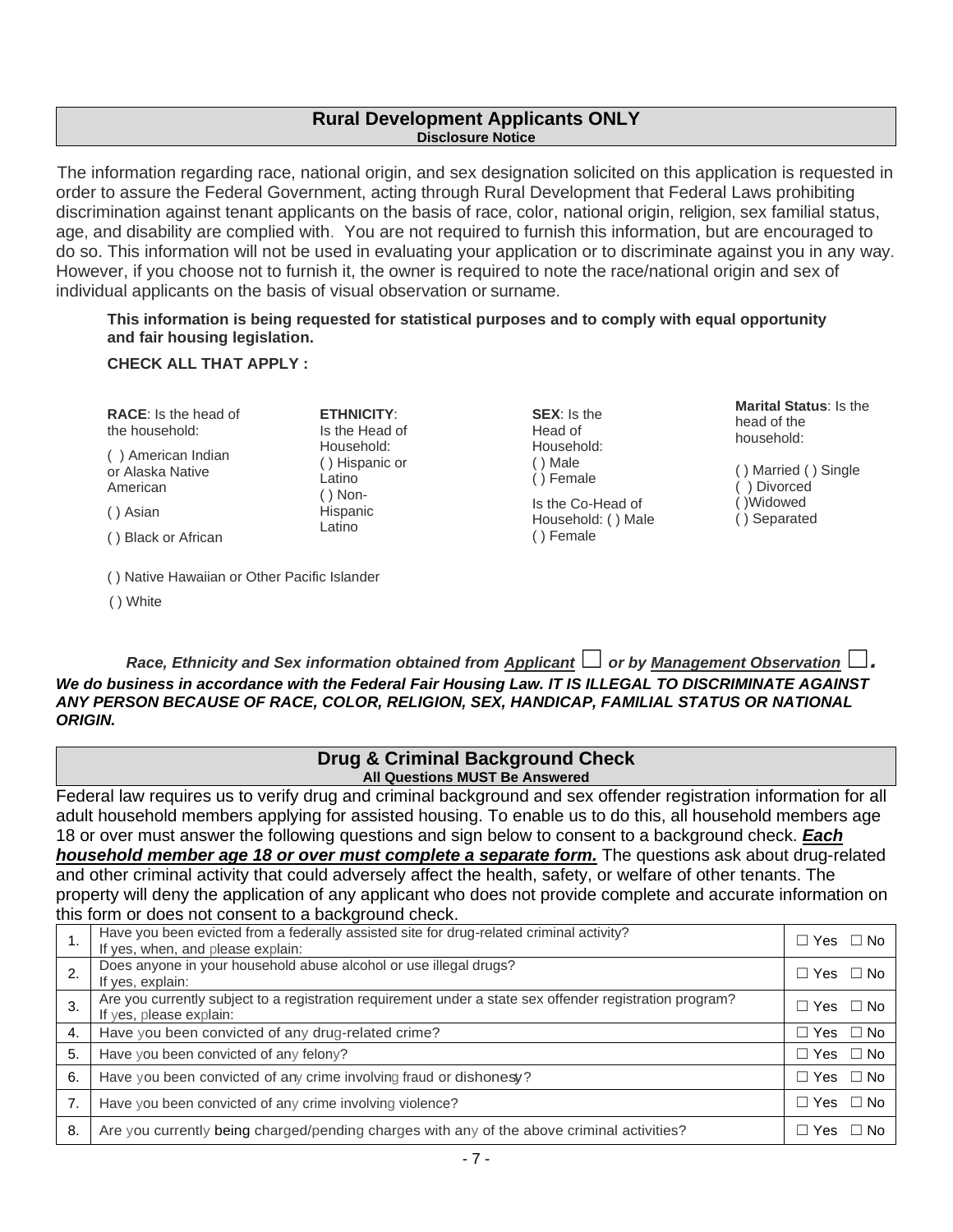## Rural Development Applicants ONLY

**Disclosure Notice**

The information regarding race, national origin, and sex designation solicited on this application is requested in order to assure the Federal Government, acting through Rural Development that Federal Laws prohibiting discrimination against tenant applicants on the basis of race, color, national origin, religion, sex familial status, age, and disability are complied with. You are not required to furnish this information, but are encouraged to do so. This information will not be used in evaluating your application or to discriminate against you in any way. However, if you choose not to furnish it, the owner is required to note the race/national origin and sex of individual applicants on the basis of visual observation or surname.

**This information is being requested for statistical purposes and to comply with equal opportunity and fair housing legislation.**

**CHECK ALL THAT APPLY :**

**RACE**: Is the head of the household:

( ) American Indian or Alaska Native American

( ) Asian

( ) Black or African

( ) Native Hawaiian or Other Pacific Islander

( ) White

**ETHNICITY**: Is the Head of Household:

( ) Hispanic or Latino

( ) Non-Hispanic Latino

**SEX**: Is the Head of Household:

( ) Male

( ) Female

Is the Co-Head of Household: ( ) Male ( ) Female

**Marital Status**: Is the head of the household:

( ) Married ( ) Single

( ) Divorced

( )Widowed

( ) Separated

***Race, Ethnicity and Sex information obtained from <u>Applicant</u> ☐ or by <u>Management Observation</u> ☐.***

***We do business in accordance with the Federal Fair Housing Law. IT IS ILLEGAL TO DISCRIMINATE AGAINST ANY PERSON BECAUSE OF RACE, COLOR, RELIGION, SEX, HANDICAP, FAMILIAL STATUS OR NATIONAL ORIGIN.***

## Drug & Criminal Background Check

**All Questions MUST Be Answered**

Federal law requires us to verify drug and criminal background and sex offender registration information for all adult household members applying for assisted housing. To enable us to do this, all household members age 18 or over must answer the following questions and sign below to consent to a background check. ***<u>Each household member age 18 or over must complete a separate form.</u>*** The questions ask about drug-related and other criminal activity that could adversely affect the health, safety, or welfare of other tenants. The property will deny the application of any applicant who does not provide complete and accurate information on this form or does not consent to a background check.

| | | |
|---|---|---|
| 1. | Have you been evicted from a federally assisted site for drug-related criminal activity?<br>If yes, when, and please explain: | ☐ Yes ☐ No |
| 2. | Does anyone in your household abuse alcohol or use illegal drugs?<br>If yes, explain: | ☐ Yes ☐ No |
| 3. | Are you currently subject to a registration requirement under a state sex offender registration program?<br>If yes, please explain: | ☐ Yes ☐ No |
| 4. | Have you been convicted of any drug-related crime? | ☐ Yes ☐ No |
| 5. | Have you been convicted of any felony? | ☐ Yes ☐ No |
| 6. | Have you been convicted of any crime involving fraud or dishonesty? | ☐ Yes ☐ No |
| 7. | Have you been convicted of any crime involving violence? | ☐ Yes ☐ No |
| 8. | Are you currently being charged/pending charges with any of the above criminal activities? | ☐ Yes ☐ No |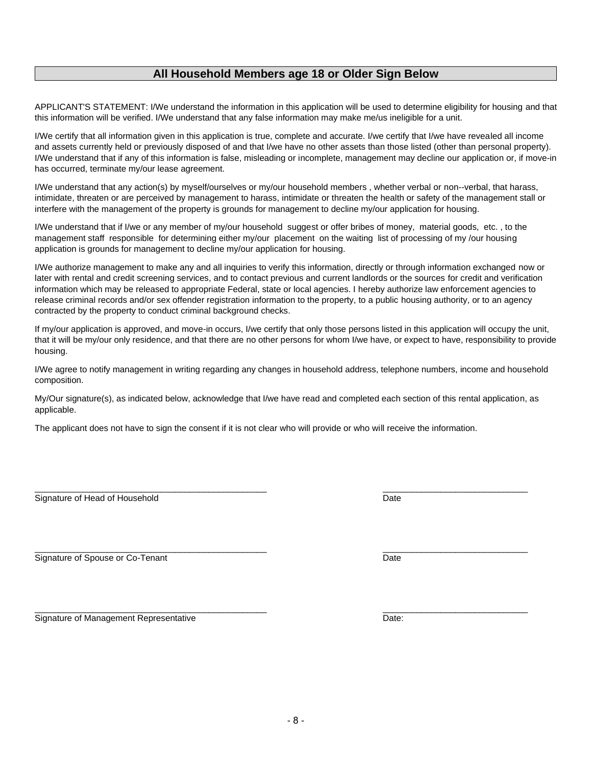## All Household Members age 18 or Older Sign Below

APPLICANT'S STATEMENT: I/We understand the information in this application will be used to determine eligibility for housing and that this information will be verified. I/We understand that any false information may make me/us ineligible for a unit.

I/We certify that all information given in this application is true, complete and accurate. I/we certify that I/we have revealed all income and assets currently held or previously disposed of and that I/we have no other assets than those listed (other than personal property). I/We understand that if any of this information is false, misleading or incomplete, management may decline our application or, if move-in has occurred, terminate my/our lease agreement.

I/We understand that any action(s) by myself/ourselves or my/our household members , whether verbal or non--verbal, that harass, intimidate, threaten or are perceived by management to harass, intimidate or threaten the health or safety of the management stall or interfere with the management of the property is grounds for management to decline my/our application for housing.

I/We understand that if I/we or any member of my/our household suggest or offer bribes of money, material goods, etc. , to the management staff responsible for determining either my/our placement on the waiting list of processing of my /our housing application is grounds for management to decline my/our application for housing.

I/We authorize management to make any and all inquiries to verify this information, directly or through information exchanged now or later with rental and credit screening services, and to contact previous and current landlords or the sources for credit and verification information which may be released to appropriate Federal, state or local agencies. I hereby authorize law enforcement agencies to release criminal records and/or sex offender registration information to the property, to a public housing authority, or to an agency contracted by the property to conduct criminal background checks.

If my/our application is approved, and move-in occurs, I/we certify that only those persons listed in this application will occupy the unit, that it will be my/our only residence, and that there are no other persons for whom I/we have, or expect to have, responsibility to provide housing.

I/We agree to notify management in writing regarding any changes in household address, telephone numbers, income and household composition.

My/Our signature(s), as indicated below, acknowledge that I/we have read and completed each section of this rental application, as applicable.

The applicant does not have to sign the consent if it is not clear who will provide or who will receive the information.

_______________________________________________ ______________________________

Signature of Head of Household Date

_______________________________________________ ______________________________

Signature of Spouse or Co-Tenant Date

_______________________________________________ ______________________________

Signature of Management Representative Date: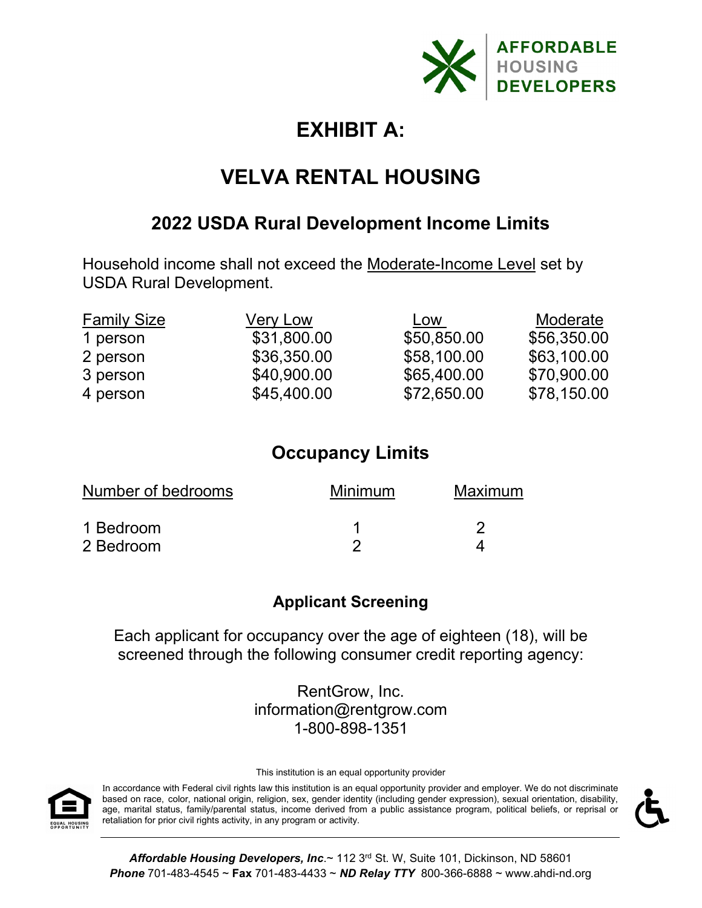AFFORDABLE HOUSING DEVELOPERS

# EXHIBIT A:

# VELVA RENTAL HOUSING

## 2022 USDA Rural Development Income Limits

Household income shall not exceed the Moderate-Income Level set by USDA Rural Development.

| Family Size | Very Low | Low | Moderate |
|---|---|---|---|
| 1 person | $31,800.00 | $50,850.00 | $56,350.00 |
| 2 person | $36,350.00 | $58,100.00 | $63,100.00 |
| 3 person | $40,900.00 | $65,400.00 | $70,900.00 |
| 4 person | $45,400.00 | $72,650.00 | $78,150.00 |

## Occupancy Limits

| Number of bedrooms | Minimum | Maximum |
|---|---|---|
| 1 Bedroom | 1 | 2 |
| 2 Bedroom | 2 | 4 |

## Applicant Screening

Each applicant for occupancy over the age of eighteen (18), will be screened through the following consumer credit reporting agency:

RentGrow, Inc.
information@rentgrow.com
1-800-898-1351

This institution is an equal opportunity provider

In accordance with Federal civil rights law this institution is an equal opportunity provider and employer. We do not discriminate based on race, color, national origin, religion, sex, gender identity (including gender expression), sexual orientation, disability, age, marital status, family/parental status, income derived from a public assistance program, political beliefs, or reprisal or retaliation for prior civil rights activity, in any program or activity.

***Affordable Housing Developers, Inc***.~ 112 3rd St. W, Suite 101, Dickinson, ND 58601
***Phone*** 701-483-4545 ~ **Fax** 701-483-4433 ~ ***ND Relay TTY*** 800-366-6888 ~ www.ahdi-nd.org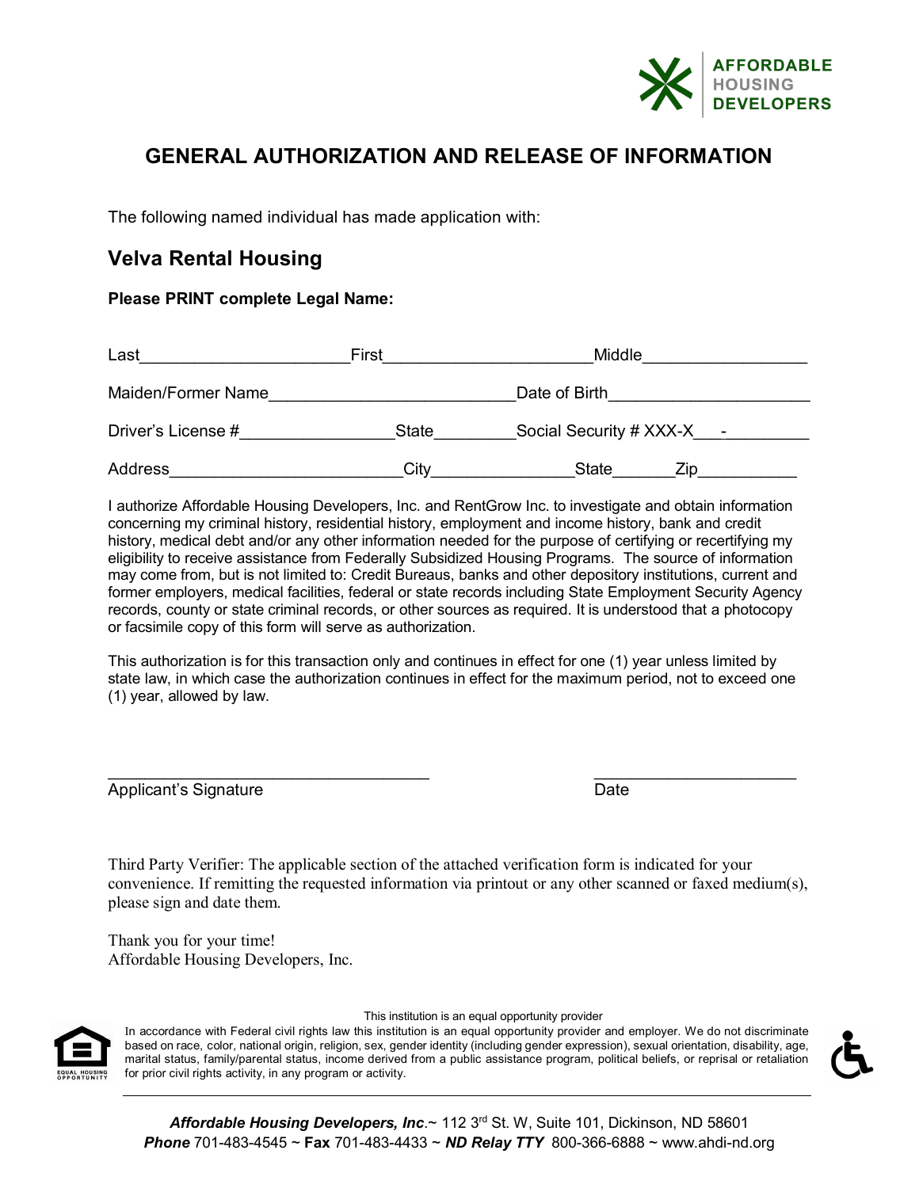AFFORDABLE HOUSING DEVELOPERS

# GENERAL AUTHORIZATION AND RELEASE OF INFORMATION

The following named individual has made application with:

## Velva Rental Housing

**Please PRINT complete Legal Name:**

Last______________________First______________________Middle_________________

Maiden/Former Name__________________________Date of Birth_____________________

Driver's License #________________State________Social Security # XXX-X___-_________

Address________________________City_______________State______Zip__________

I authorize Affordable Housing Developers, Inc. and RentGrow Inc. to investigate and obtain information concerning my criminal history, residential history, employment and income history, bank and credit history, medical debt and/or any other information needed for the purpose of certifying or recertifying my eligibility to receive assistance from Federally Subsidized Housing Programs. The source of information may come from, but is not limited to: Credit Bureaus, banks and other depository institutions, current and former employers, medical facilities, federal or state records including State Employment Security Agency records, county or state criminal records, or other sources as required. It is understood that a photocopy or facsimile copy of this form will serve as authorization.

This authorization is for this transaction only and continues in effect for one (1) year unless limited by state law, in which case the authorization continues in effect for the maximum period, not to exceed one (1) year, allowed by law.

__________________________________ ______________________

Applicant's Signature Date

Third Party Verifier: The applicable section of the attached verification form is indicated for your convenience. If remitting the requested information via printout or any other scanned or faxed medium(s), please sign and date them.

Thank you for your time!
Affordable Housing Developers, Inc.

This institution is an equal opportunity provider

In accordance with Federal civil rights law this institution is an equal opportunity provider and employer. We do not discriminate based on race, color, national origin, religion, sex, gender identity (including gender expression), sexual orientation, disability, age, marital status, family/parental status, income derived from a public assistance program, political beliefs, or reprisal or retaliation for prior civil rights activity, in any program or activity.

***Affordable Housing Developers, Inc***.~ 112 3rd St. W, Suite 101, Dickinson, ND 58601
***Phone*** 701-483-4545 ~ **Fax** 701-483-4433 ~ ***ND Relay TTY*** 800-366-6888 ~ www.ahdi-nd.org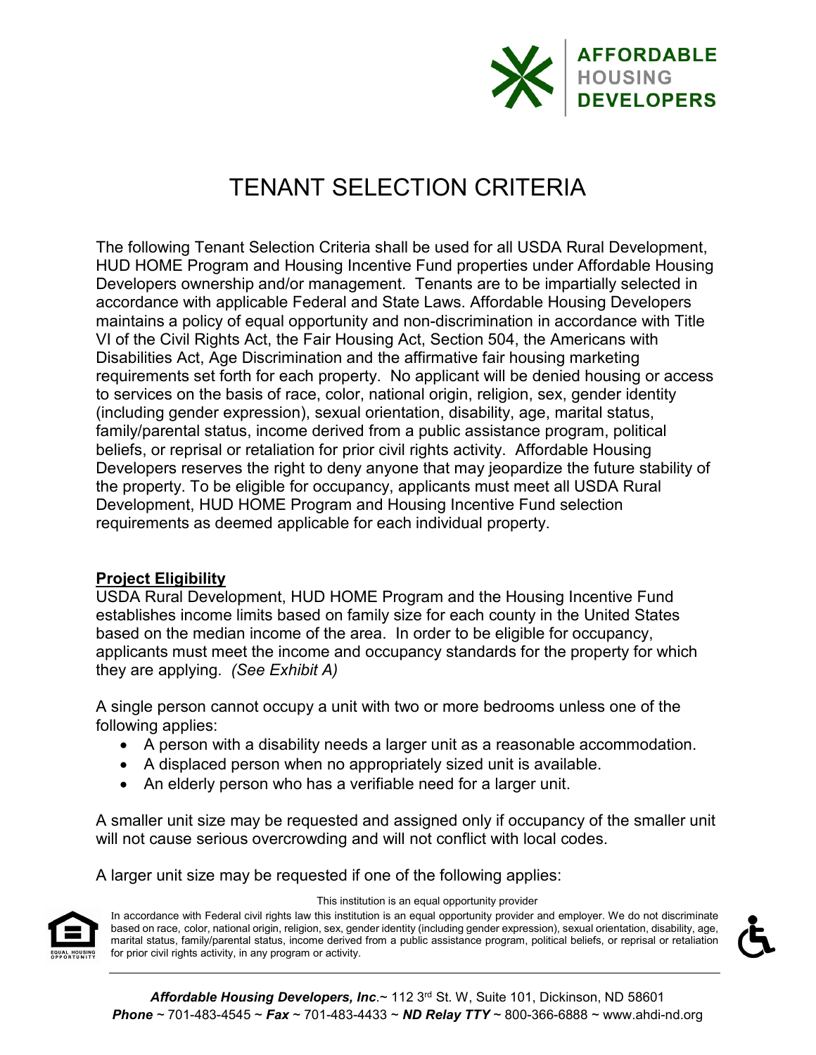# TENANT SELECTION CRITERIA

The following Tenant Selection Criteria shall be used for all USDA Rural Development, HUD HOME Program and Housing Incentive Fund properties under Affordable Housing Developers ownership and/or management. Tenants are to be impartially selected in accordance with applicable Federal and State Laws. Affordable Housing Developers maintains a policy of equal opportunity and non-discrimination in accordance with Title VI of the Civil Rights Act, the Fair Housing Act, Section 504, the Americans with Disabilities Act, Age Discrimination and the affirmative fair housing marketing requirements set forth for each property. No applicant will be denied housing or access to services on the basis of race, color, national origin, religion, sex, gender identity (including gender expression), sexual orientation, disability, age, marital status, family/parental status, income derived from a public assistance program, political beliefs, or reprisal or retaliation for prior civil rights activity. Affordable Housing Developers reserves the right to deny anyone that may jeopardize the future stability of the property. To be eligible for occupancy, applicants must meet all USDA Rural Development, HUD HOME Program and Housing Incentive Fund selection requirements as deemed applicable for each individual property.

## Project Eligibility

USDA Rural Development, HUD HOME Program and the Housing Incentive Fund establishes income limits based on family size for each county in the United States based on the median income of the area. In order to be eligible for occupancy, applicants must meet the income and occupancy standards for the property for which they are applying. *(See Exhibit A)*

A single person cannot occupy a unit with two or more bedrooms unless one of the following applies:

- A person with a disability needs a larger unit as a reasonable accommodation.
- A displaced person when no appropriately sized unit is available.
- An elderly person who has a verifiable need for a larger unit.

A smaller unit size may be requested and assigned only if occupancy of the smaller unit will not cause serious overcrowding and will not conflict with local codes.

A larger unit size may be requested if one of the following applies: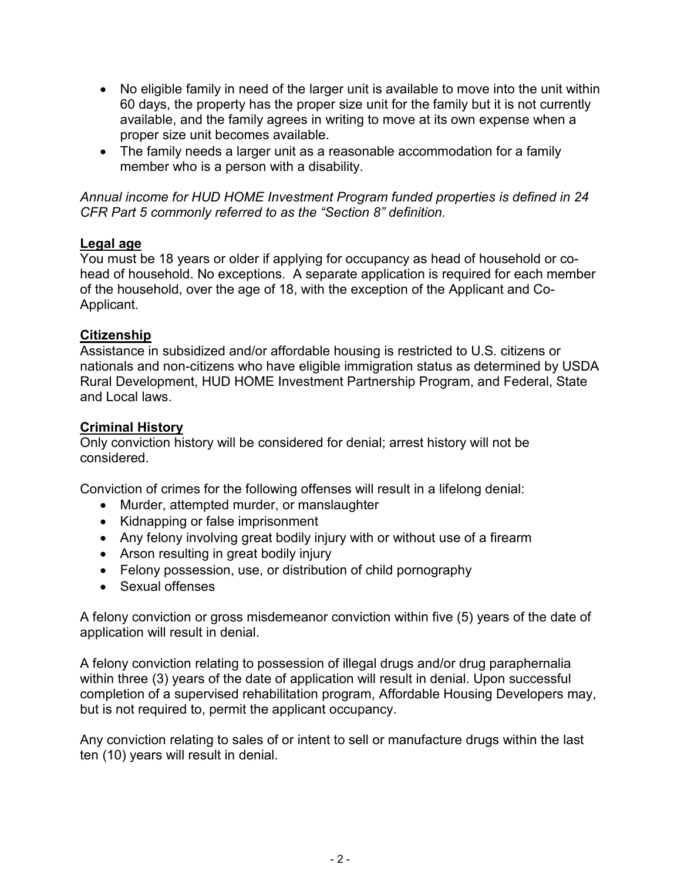- No eligible family in need of the larger unit is available to move into the unit within 60 days, the property has the proper size unit for the family but it is not currently available, and the family agrees in writing to move at its own expense when a proper size unit becomes available.
- The family needs a larger unit as a reasonable accommodation for a family member who is a person with a disability.

*Annual income for HUD HOME Investment Program funded properties is defined in 24 CFR Part 5 commonly referred to as the "Section 8" definition.*

**Legal age**

You must be 18 years or older if applying for occupancy as head of household or co-head of household. No exceptions. A separate application is required for each member of the household, over the age of 18, with the exception of the Applicant and Co-Applicant.

**Citizenship**

Assistance in subsidized and/or affordable housing is restricted to U.S. citizens or nationals and non-citizens who have eligible immigration status as determined by USDA Rural Development, HUD HOME Investment Partnership Program, and Federal, State and Local laws.

**Criminal History**

Only conviction history will be considered for denial; arrest history will not be considered.

Conviction of crimes for the following offenses will result in a lifelong denial:

- Murder, attempted murder, or manslaughter
- Kidnapping or false imprisonment
- Any felony involving great bodily injury with or without use of a firearm
- Arson resulting in great bodily injury
- Felony possession, use, or distribution of child pornography
- Sexual offenses

A felony conviction or gross misdemeanor conviction within five (5) years of the date of application will result in denial.

A felony conviction relating to possession of illegal drugs and/or drug paraphernalia within three (3) years of the date of application will result in denial. Upon successful completion of a supervised rehabilitation program, Affordable Housing Developers may, but is not required to, permit the applicant occupancy.

Any conviction relating to sales of or intent to sell or manufacture drugs within the last ten (10) years will result in denial.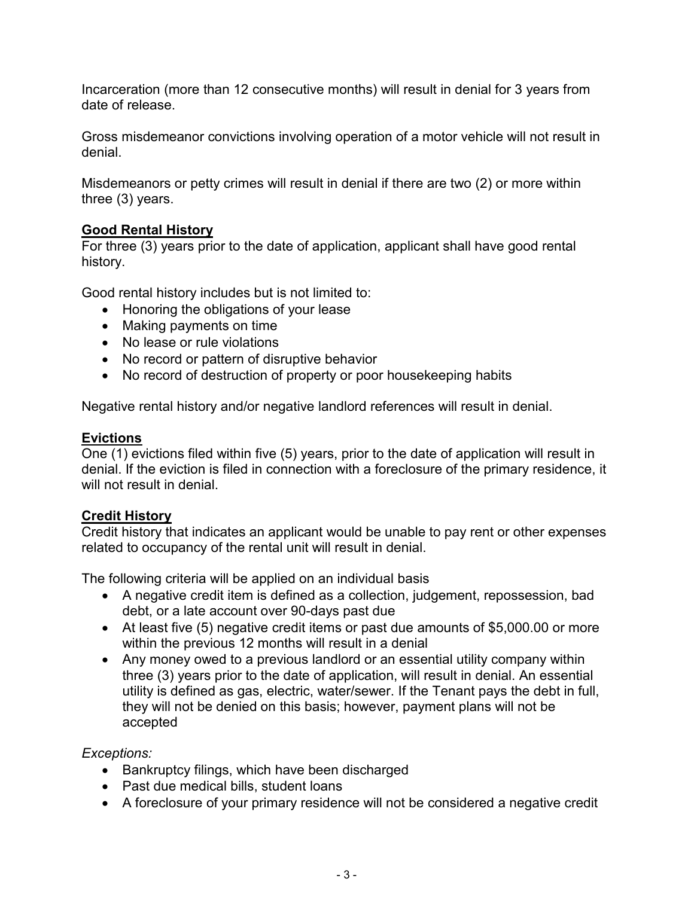Incarceration (more than 12 consecutive months) will result in denial for 3 years from date of release.

Gross misdemeanor convictions involving operation of a motor vehicle will not result in denial.

Misdemeanors or petty crimes will result in denial if there are two (2) or more within three (3) years.

**Good Rental History**

For three (3) years prior to the date of application, applicant shall have good rental history.

Good rental history includes but is not limited to:

- Honoring the obligations of your lease
- Making payments on time
- No lease or rule violations
- No record or pattern of disruptive behavior
- No record of destruction of property or poor housekeeping habits

Negative rental history and/or negative landlord references will result in denial.

**Evictions**

One (1) evictions filed within five (5) years, prior to the date of application will result in denial. If the eviction is filed in connection with a foreclosure of the primary residence, it will not result in denial.

**Credit History**

Credit history that indicates an applicant would be unable to pay rent or other expenses related to occupancy of the rental unit will result in denial.

The following criteria will be applied on an individual basis

- A negative credit item is defined as a collection, judgement, repossession, bad debt, or a late account over 90-days past due
- At least five (5) negative credit items or past due amounts of $5,000.00 or more within the previous 12 months will result in a denial
- Any money owed to a previous landlord or an essential utility company within three (3) years prior to the date of application, will result in denial. An essential utility is defined as gas, electric, water/sewer. If the Tenant pays the debt in full, they will not be denied on this basis; however, payment plans will not be accepted

*Exceptions:*

- Bankruptcy filings, which have been discharged
- Past due medical bills, student loans
- A foreclosure of your primary residence will not be considered a negative credit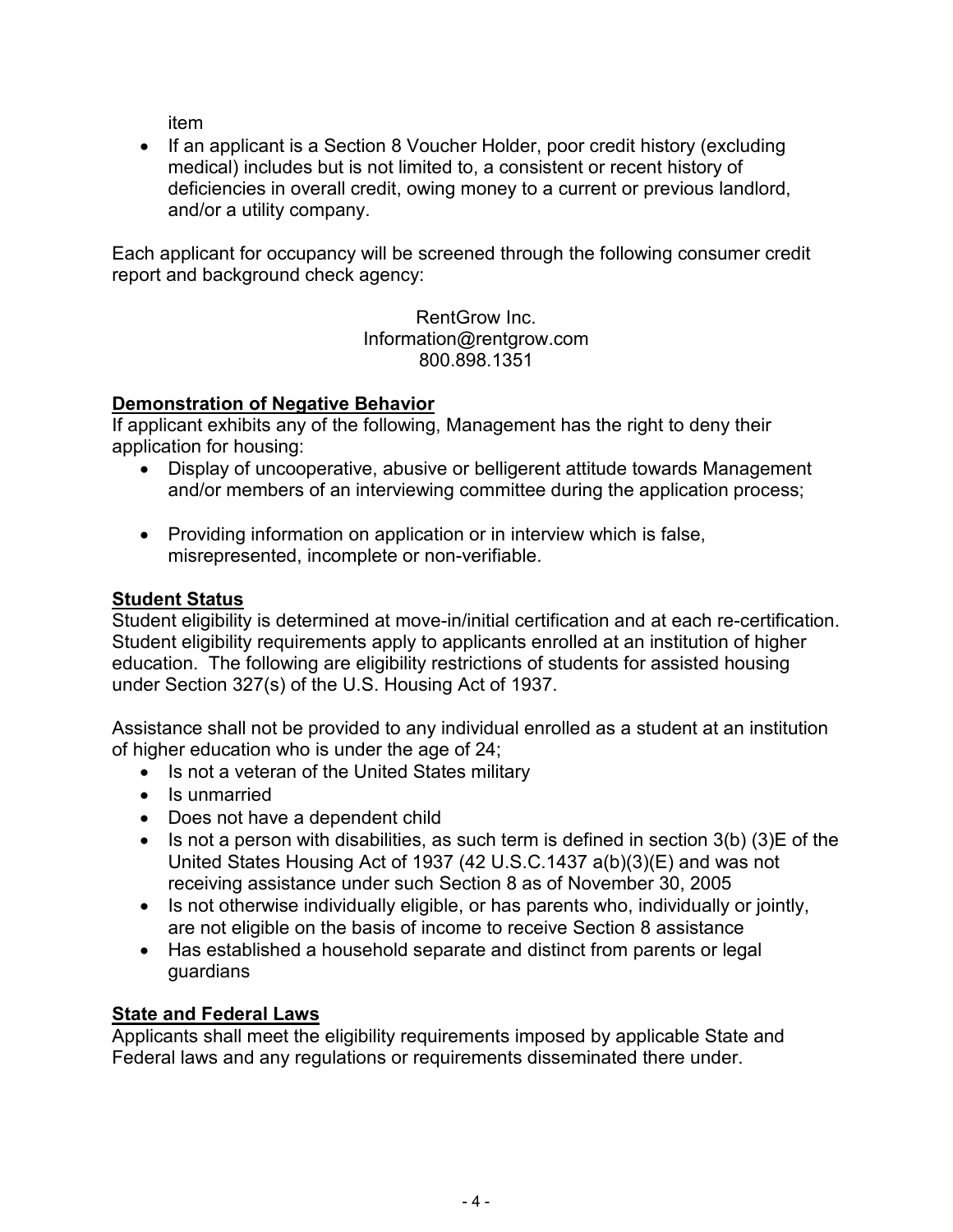item

- If an applicant is a Section 8 Voucher Holder, poor credit history (excluding medical) includes but is not limited to, a consistent or recent history of deficiencies in overall credit, owing money to a current or previous landlord, and/or a utility company.

Each applicant for occupancy will be screened through the following consumer credit report and background check agency:

RentGrow Inc.
Information@rentgrow.com
800.898.1351

**Demonstration of Negative Behavior**

If applicant exhibits any of the following, Management has the right to deny their application for housing:

- Display of uncooperative, abusive or belligerent attitude towards Management and/or members of an interviewing committee during the application process;
- Providing information on application or in interview which is false, misrepresented, incomplete or non-verifiable.

**Student Status**

Student eligibility is determined at move-in/initial certification and at each re-certification. Student eligibility requirements apply to applicants enrolled at an institution of higher education. The following are eligibility restrictions of students for assisted housing under Section 327(s) of the U.S. Housing Act of 1937.

Assistance shall not be provided to any individual enrolled as a student at an institution of higher education who is under the age of 24;

- Is not a veteran of the United States military
- Is unmarried
- Does not have a dependent child
- Is not a person with disabilities, as such term is defined in section 3(b) (3)E of the United States Housing Act of 1937 (42 U.S.C.1437 a(b)(3)(E) and was not receiving assistance under such Section 8 as of November 30, 2005
- Is not otherwise individually eligible, or has parents who, individually or jointly, are not eligible on the basis of income to receive Section 8 assistance
- Has established a household separate and distinct from parents or legal guardians

**State and Federal Laws**

Applicants shall meet the eligibility requirements imposed by applicable State and Federal laws and any regulations or requirements disseminated there under.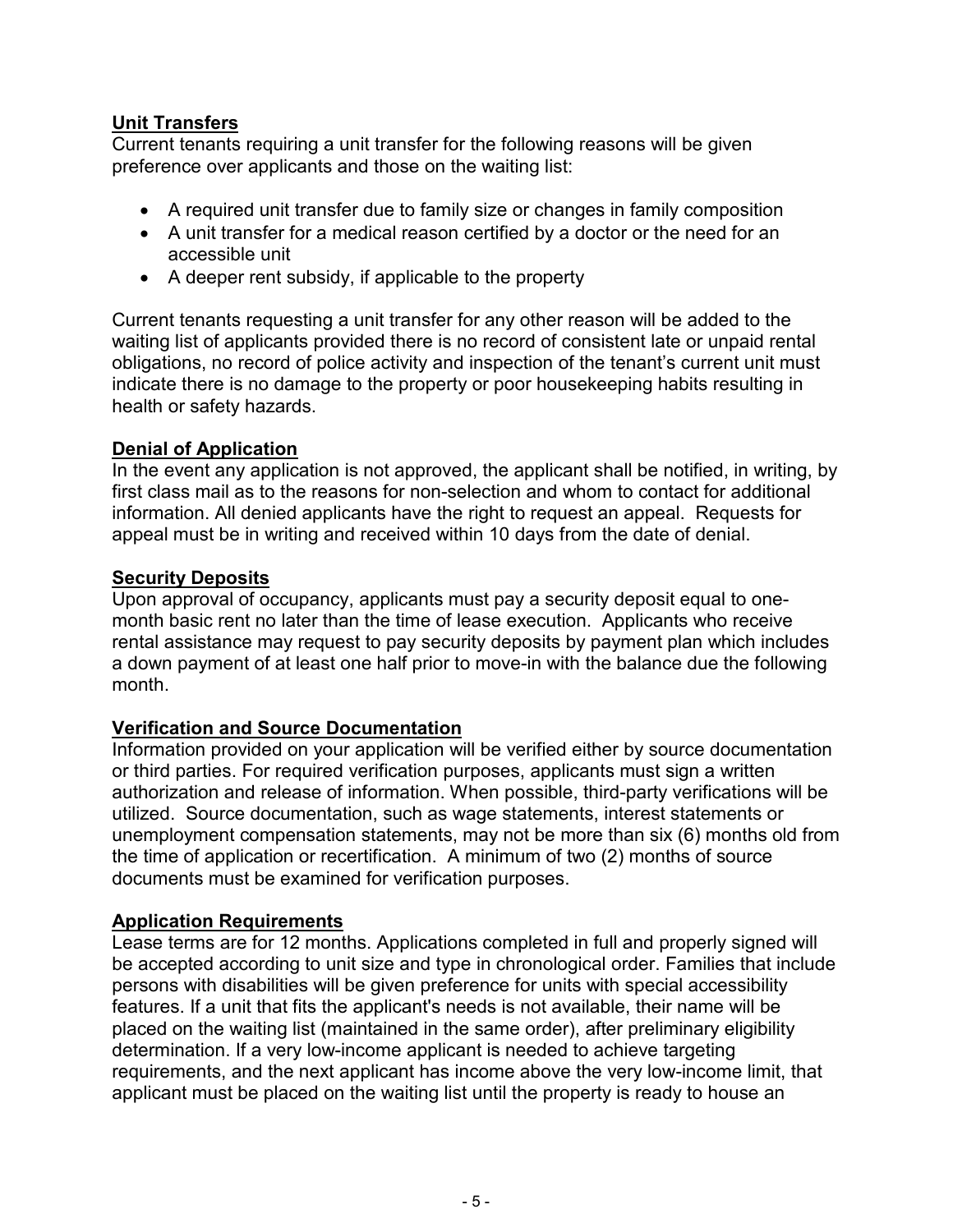## Unit Transfers

Current tenants requiring a unit transfer for the following reasons will be given preference over applicants and those on the waiting list:

- A required unit transfer due to family size or changes in family composition
- A unit transfer for a medical reason certified by a doctor or the need for an accessible unit
- A deeper rent subsidy, if applicable to the property

Current tenants requesting a unit transfer for any other reason will be added to the waiting list of applicants provided there is no record of consistent late or unpaid rental obligations, no record of police activity and inspection of the tenant's current unit must indicate there is no damage to the property or poor housekeeping habits resulting in health or safety hazards.

## Denial of Application

In the event any application is not approved, the applicant shall be notified, in writing, by first class mail as to the reasons for non-selection and whom to contact for additional information. All denied applicants have the right to request an appeal. Requests for appeal must be in writing and received within 10 days from the date of denial.

## Security Deposits

Upon approval of occupancy, applicants must pay a security deposit equal to one-month basic rent no later than the time of lease execution. Applicants who receive rental assistance may request to pay security deposits by payment plan which includes a down payment of at least one half prior to move-in with the balance due the following month.

## Verification and Source Documentation

Information provided on your application will be verified either by source documentation or third parties. For required verification purposes, applicants must sign a written authorization and release of information. When possible, third-party verifications will be utilized. Source documentation, such as wage statements, interest statements or unemployment compensation statements, may not be more than six (6) months old from the time of application or recertification. A minimum of two (2) months of source documents must be examined for verification purposes.

## Application Requirements

Lease terms are for 12 months. Applications completed in full and properly signed will be accepted according to unit size and type in chronological order. Families that include persons with disabilities will be given preference for units with special accessibility features. If a unit that fits the applicant's needs is not available, their name will be placed on the waiting list (maintained in the same order), after preliminary eligibility determination. If a very low-income applicant is needed to achieve targeting requirements, and the next applicant has income above the very low-income limit, that applicant must be placed on the waiting list until the property is ready to house an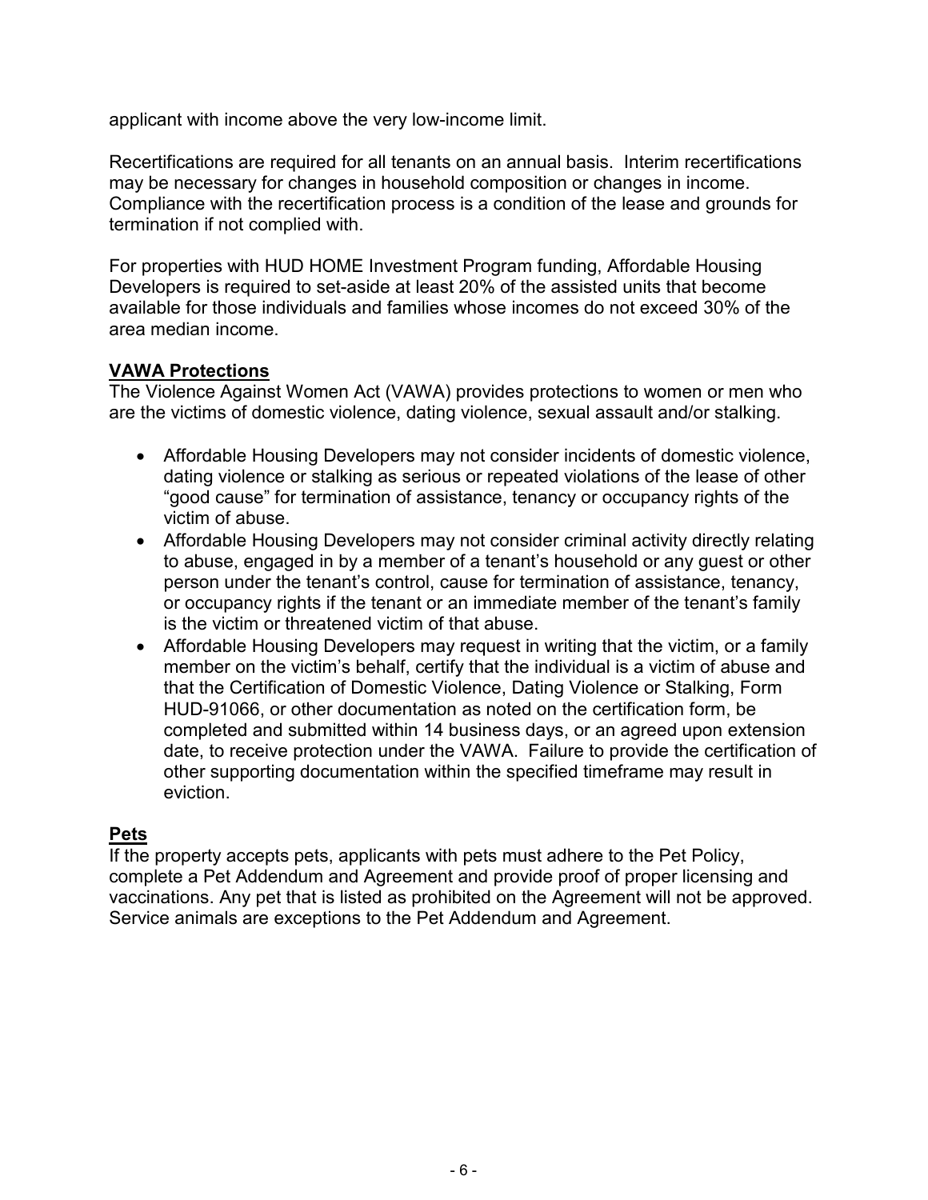applicant with income above the very low-income limit.

Recertifications are required for all tenants on an annual basis. Interim recertifications may be necessary for changes in household composition or changes in income. Compliance with the recertification process is a condition of the lease and grounds for termination if not complied with.

For properties with HUD HOME Investment Program funding, Affordable Housing Developers is required to set-aside at least 20% of the assisted units that become available for those individuals and families whose incomes do not exceed 30% of the area median income.

**VAWA Protections**

The Violence Against Women Act (VAWA) provides protections to women or men who are the victims of domestic violence, dating violence, sexual assault and/or stalking.

- Affordable Housing Developers may not consider incidents of domestic violence, dating violence or stalking as serious or repeated violations of the lease of other "good cause" for termination of assistance, tenancy or occupancy rights of the victim of abuse.
- Affordable Housing Developers may not consider criminal activity directly relating to abuse, engaged in by a member of a tenant's household or any guest or other person under the tenant's control, cause for termination of assistance, tenancy, or occupancy rights if the tenant or an immediate member of the tenant's family is the victim or threatened victim of that abuse.
- Affordable Housing Developers may request in writing that the victim, or a family member on the victim's behalf, certify that the individual is a victim of abuse and that the Certification of Domestic Violence, Dating Violence or Stalking, Form HUD-91066, or other documentation as noted on the certification form, be completed and submitted within 14 business days, or an agreed upon extension date, to receive protection under the VAWA. Failure to provide the certification of other supporting documentation within the specified timeframe may result in eviction.

**Pets**

If the property accepts pets, applicants with pets must adhere to the Pet Policy, complete a Pet Addendum and Agreement and provide proof of proper licensing and vaccinations. Any pet that is listed as prohibited on the Agreement will not be approved. Service animals are exceptions to the Pet Addendum and Agreement.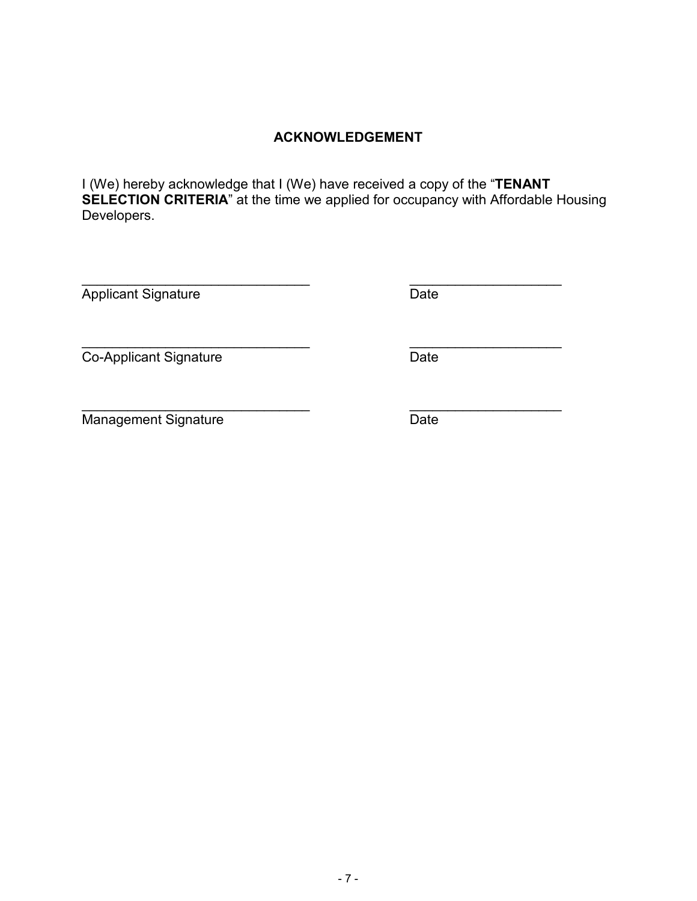## ACKNOWLEDGEMENT

I (We) hereby acknowledge that I (We) have received a copy of the "**TENANT SELECTION CRITERIA**" at the time we applied for occupancy with Affordable Housing Developers.

| | |
|---|---|
| _______________________________ | ____________________ |
| Applicant Signature | Date |
| _______________________________ | ____________________ |
| Co-Applicant Signature | Date |
| _______________________________ | ____________________ |
| Management Signature | Date |